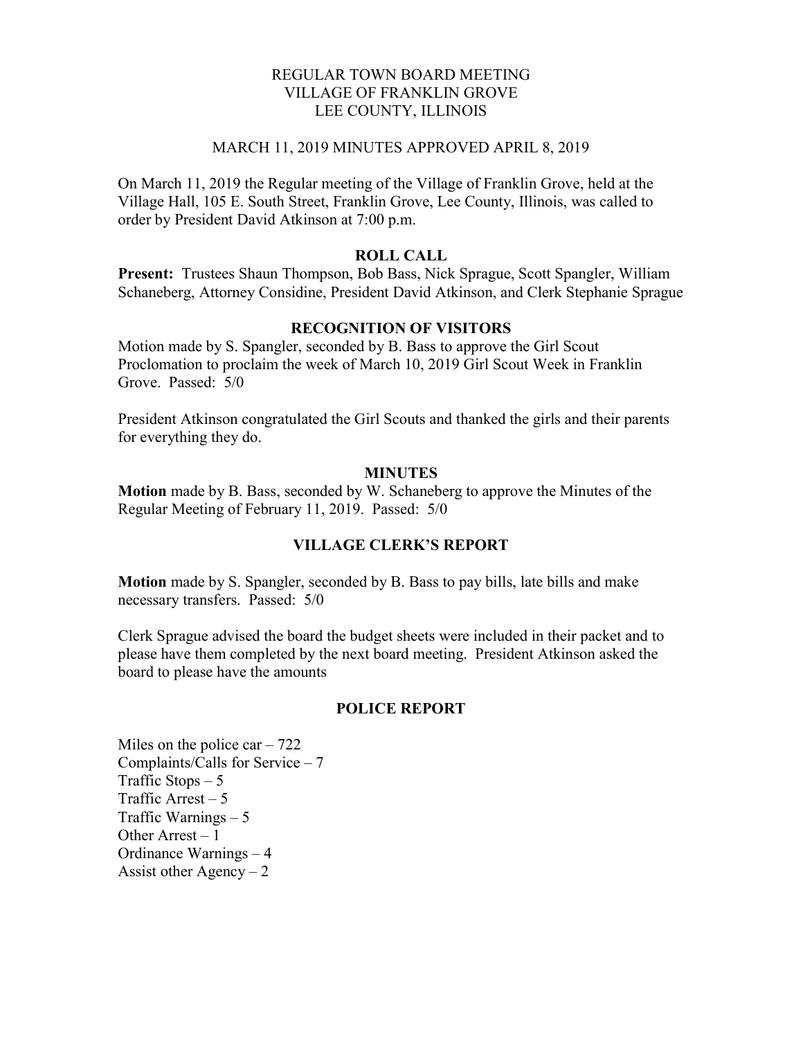# REGULAR TOWN BOARD MEETING
# VILLAGE OF FRANKLIN GROVE
# LEE COUNTY, ILLINOIS

MARCH 11, 2019 MINUTES APPROVED APRIL 8, 2019

On March 11, 2019 the Regular meeting of the Village of Franklin Grove, held at the Village Hall, 105 E. South Street, Franklin Grove, Lee County, Illinois, was called to order by President David Atkinson at 7:00 p.m.

## ROLL CALL

**Present:** Trustees Shaun Thompson, Bob Bass, Nick Sprague, Scott Spangler, William Schaneberg, Attorney Considine, President David Atkinson, and Clerk Stephanie Sprague

## RECOGNITION OF VISITORS

Motion made by S. Spangler, seconded by B. Bass to approve the Girl Scout Proclomation to proclaim the week of March 10, 2019 Girl Scout Week in Franklin Grove. Passed: 5/0

President Atkinson congratulated the Girl Scouts and thanked the girls and their parents for everything they do.

## MINUTES

**Motion** made by B. Bass, seconded by W. Schaneberg to approve the Minutes of the Regular Meeting of February 11, 2019. Passed: 5/0

## VILLAGE CLERK'S REPORT

**Motion** made by S. Spangler, seconded by B. Bass to pay bills, late bills and make necessary transfers. Passed: 5/0

Clerk Sprague advised the board the budget sheets were included in their packet and to please have them completed by the next board meeting. President Atkinson asked the board to please have the amounts

## POLICE REPORT

Miles on the police car – 722
Complaints/Calls for Service – 7
Traffic Stops – 5
Traffic Arrest – 5
Traffic Warnings – 5
Other Arrest – 1
Ordinance Warnings – 4
Assist other Agency – 2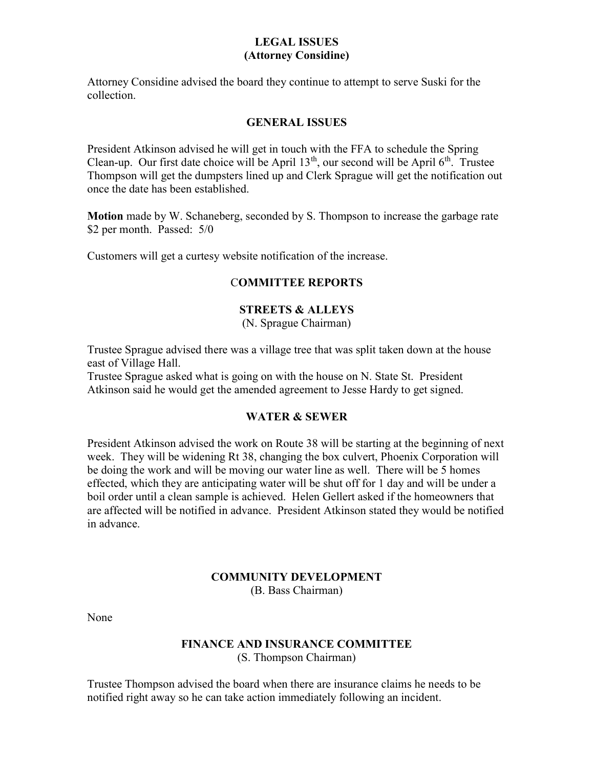## LEGAL ISSUES
### (Attorney Considine)

Attorney Considine advised the board they continue to attempt to serve Suski for the collection.

## GENERAL ISSUES

President Atkinson advised he will get in touch with the FFA to schedule the Spring Clean-up. Our first date choice will be April 13th, our second will be April 6th. Trustee Thompson will get the dumpsters lined up and Clerk Sprague will get the notification out once the date has been established.

**Motion** made by W. Schaneberg, seconded by S. Thompson to increase the garbage rate $2 per month. Passed: 5/0

Customers will get a curtesy website notification of the increase.

## COMMITTEE REPORTS

### STREETS & ALLEYS
(N. Sprague Chairman)

Trustee Sprague advised there was a village tree that was split taken down at the house east of Village Hall.
Trustee Sprague asked what is going on with the house on N. State St. President Atkinson said he would get the amended agreement to Jesse Hardy to get signed.

### WATER & SEWER

President Atkinson advised the work on Route 38 will be starting at the beginning of next week. They will be widening Rt 38, changing the box culvert, Phoenix Corporation will be doing the work and will be moving our water line as well. There will be 5 homes effected, which they are anticipating water will be shut off for 1 day and will be under a boil order until a clean sample is achieved. Helen Gellert asked if the homeowners that are affected will be notified in advance. President Atkinson stated they would be notified in advance.

### COMMUNITY DEVELOPMENT
(B. Bass Chairman)

None

### FINANCE AND INSURANCE COMMITTEE
(S. Thompson Chairman)

Trustee Thompson advised the board when there are insurance claims he needs to be notified right away so he can take action immediately following an incident.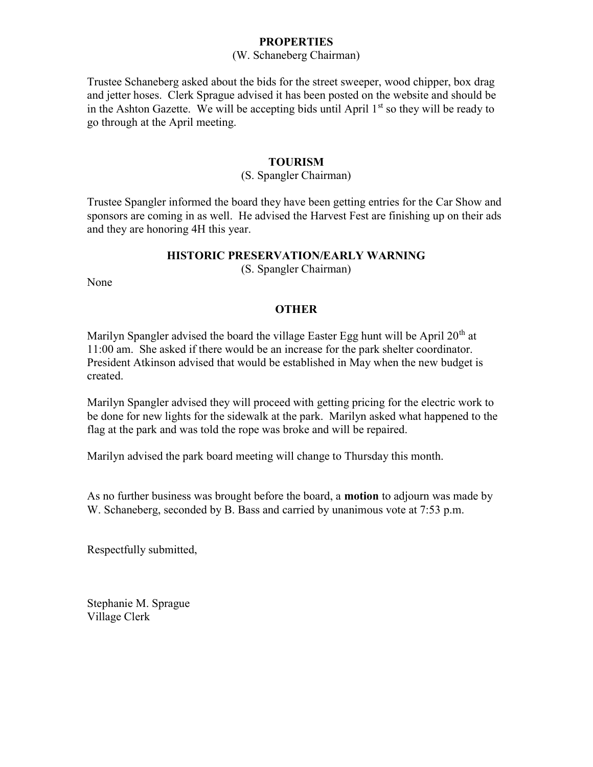## PROPERTIES

(W. Schaneberg Chairman)

Trustee Schaneberg asked about the bids for the street sweeper, wood chipper, box drag and jetter hoses. Clerk Sprague advised it has been posted on the website and should be in the Ashton Gazette. We will be accepting bids until April 1st so they will be ready to go through at the April meeting.

## TOURISM

(S. Spangler Chairman)

Trustee Spangler informed the board they have been getting entries for the Car Show and sponsors are coming in as well. He advised the Harvest Fest are finishing up on their ads and they are honoring 4H this year.

## HISTORIC PRESERVATION/EARLY WARNING

(S. Spangler Chairman)

None

## OTHER

Marilyn Spangler advised the board the village Easter Egg hunt will be April 20th at 11:00 am. She asked if there would be an increase for the park shelter coordinator. President Atkinson advised that would be established in May when the new budget is created.

Marilyn Spangler advised they will proceed with getting pricing for the electric work to be done for new lights for the sidewalk at the park. Marilyn asked what happened to the flag at the park and was told the rope was broke and will be repaired.

Marilyn advised the park board meeting will change to Thursday this month.

As no further business was brought before the board, a **motion** to adjourn was made by W. Schaneberg, seconded by B. Bass and carried by unanimous vote at 7:53 p.m.

Respectfully submitted,

Stephanie M. Sprague
Village Clerk